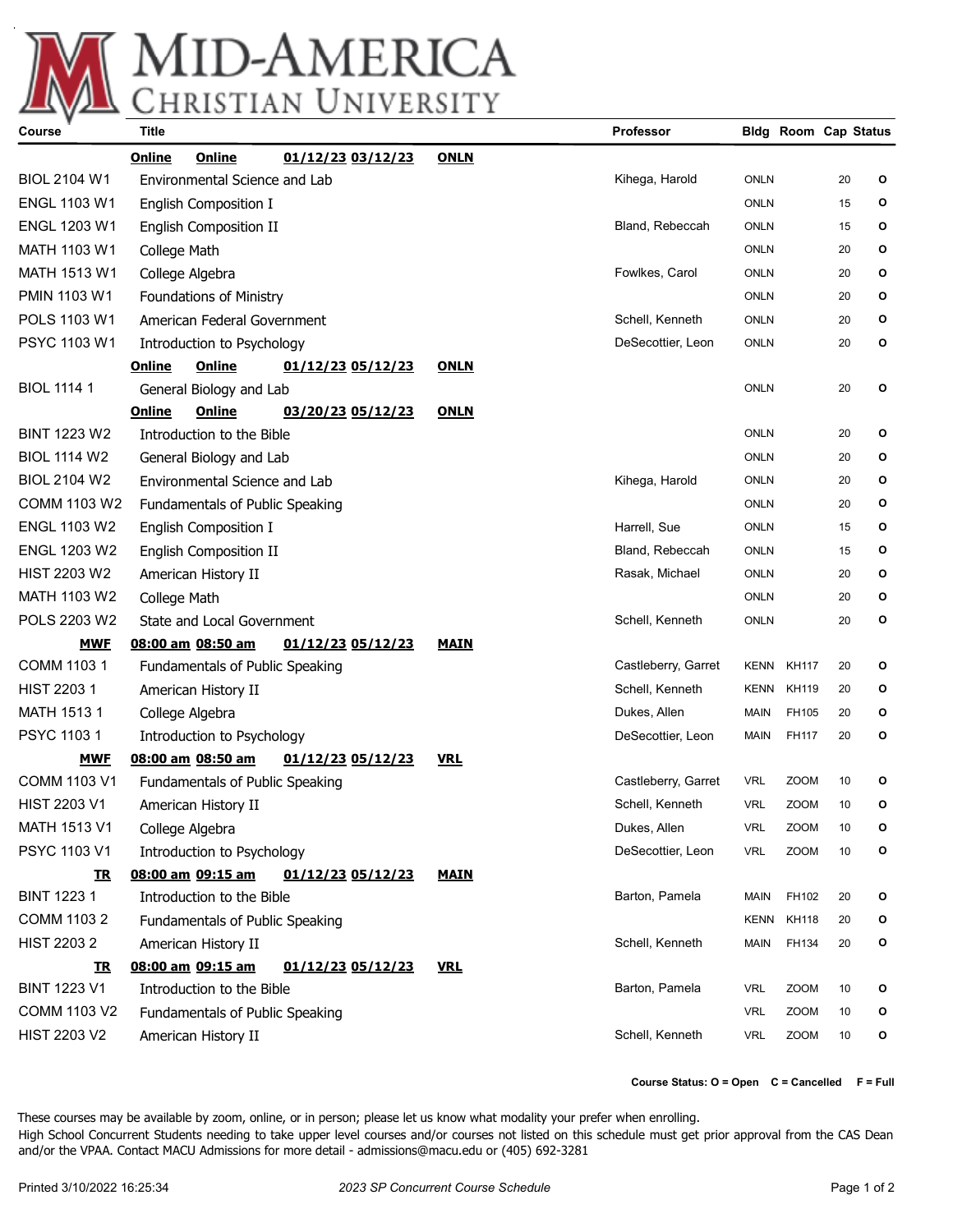# MID-AMERICA CHRISTIAN UNIVERSITY

| Course | Title | Professor | Bldg | Room | Cap | Status |
|---|---|---|---|---|---|---|
| | **Online Online 01/12/23 03/12/23 ONLN** | | | | | |
| BIOL 2104 W1 | Environmental Science and Lab | Kihega, Harold | ONLN | | 20 | O |
| ENGL 1103 W1 | English Composition I | | ONLN | | 15 | O |
| ENGL 1203 W1 | English Composition II | Bland, Rebeccah | ONLN | | 15 | O |
| MATH 1103 W1 | College Math | | ONLN | | 20 | O |
| MATH 1513 W1 | College Algebra | Fowlkes, Carol | ONLN | | 20 | O |
| PMIN 1103 W1 | Foundations of Ministry | | ONLN | | 20 | O |
| POLS 1103 W1 | American Federal Government | Schell, Kenneth | ONLN | | 20 | O |
| PSYC 1103 W1 | Introduction to Psychology | DeSecottier, Leon | ONLN | | 20 | O |
| | **Online Online 01/12/23 05/12/23 ONLN** | | | | | |
| BIOL 1114 1 | General Biology and Lab | | ONLN | | 20 | O |
| | **Online Online 03/20/23 05/12/23 ONLN** | | | | | |
| BINT 1223 W2 | Introduction to the Bible | | ONLN | | 20 | O |
| BIOL 1114 W2 | General Biology and Lab | | ONLN | | 20 | O |
| BIOL 2104 W2 | Environmental Science and Lab | Kihega, Harold | ONLN | | 20 | O |
| COMM 1103 W2 | Fundamentals of Public Speaking | | ONLN | | 20 | O |
| ENGL 1103 W2 | English Composition I | Harrell, Sue | ONLN | | 15 | O |
| ENGL 1203 W2 | English Composition II | Bland, Rebeccah | ONLN | | 15 | O |
| HIST 2203 W2 | American History II | Rasak, Michael | ONLN | | 20 | O |
| MATH 1103 W2 | College Math | | ONLN | | 20 | O |
| POLS 2203 W2 | State and Local Government | Schell, Kenneth | ONLN | | 20 | O |
| **MWF** | **08:00 am 08:50 am 01/12/23 05/12/23 MAIN** | | | | | |
| COMM 1103 1 | Fundamentals of Public Speaking | Castleberry, Garret | KENN | KH117 | 20 | O |
| HIST 2203 1 | American History II | Schell, Kenneth | KENN | KH119 | 20 | O |
| MATH 1513 1 | College Algebra | Dukes, Allen | MAIN | FH105 | 20 | O |
| PSYC 1103 1 | Introduction to Psychology | DeSecottier, Leon | MAIN | FH117 | 20 | O |
| **MWF** | **08:00 am 08:50 am 01/12/23 05/12/23 VRL** | | | | | |
| COMM 1103 V1 | Fundamentals of Public Speaking | Castleberry, Garret | VRL | ZOOM | 10 | O |
| HIST 2203 V1 | American History II | Schell, Kenneth | VRL | ZOOM | 10 | O |
| MATH 1513 V1 | College Algebra | Dukes, Allen | VRL | ZOOM | 10 | O |
| PSYC 1103 V1 | Introduction to Psychology | DeSecottier, Leon | VRL | ZOOM | 10 | O |
| **TR** | **08:00 am 09:15 am 01/12/23 05/12/23 MAIN** | | | | | |
| BINT 1223 1 | Introduction to the Bible | Barton, Pamela | MAIN | FH102 | 20 | O |
| COMM 1103 2 | Fundamentals of Public Speaking | | KENN | KH118 | 20 | O |
| HIST 2203 2 | American History II | Schell, Kenneth | MAIN | FH134 | 20 | O |
| **TR** | **08:00 am 09:15 am 01/12/23 05/12/23 VRL** | | | | | |
| BINT 1223 V1 | Introduction to the Bible | Barton, Pamela | VRL | ZOOM | 10 | O |
| COMM 1103 V2 | Fundamentals of Public Speaking | | VRL | ZOOM | 10 | O |
| HIST 2203 V2 | American History II | Schell, Kenneth | VRL | ZOOM | 10 | O |

**Course Status: O = Open C = Cancelled F = Full**

These courses may be available by zoom, online, or in person; please let us know what modality your prefer when enrolling.
High School Concurrent Students needing to take upper level courses and/or courses not listed on this schedule must get prior approval from the CAS Dean and/or the VPAA. Contact MACU Admissions for more detail - admissions@macu.edu or (405) 692-3281

Printed 3/10/2022 16:25:34 *2023 SP Concurrent Course Schedule*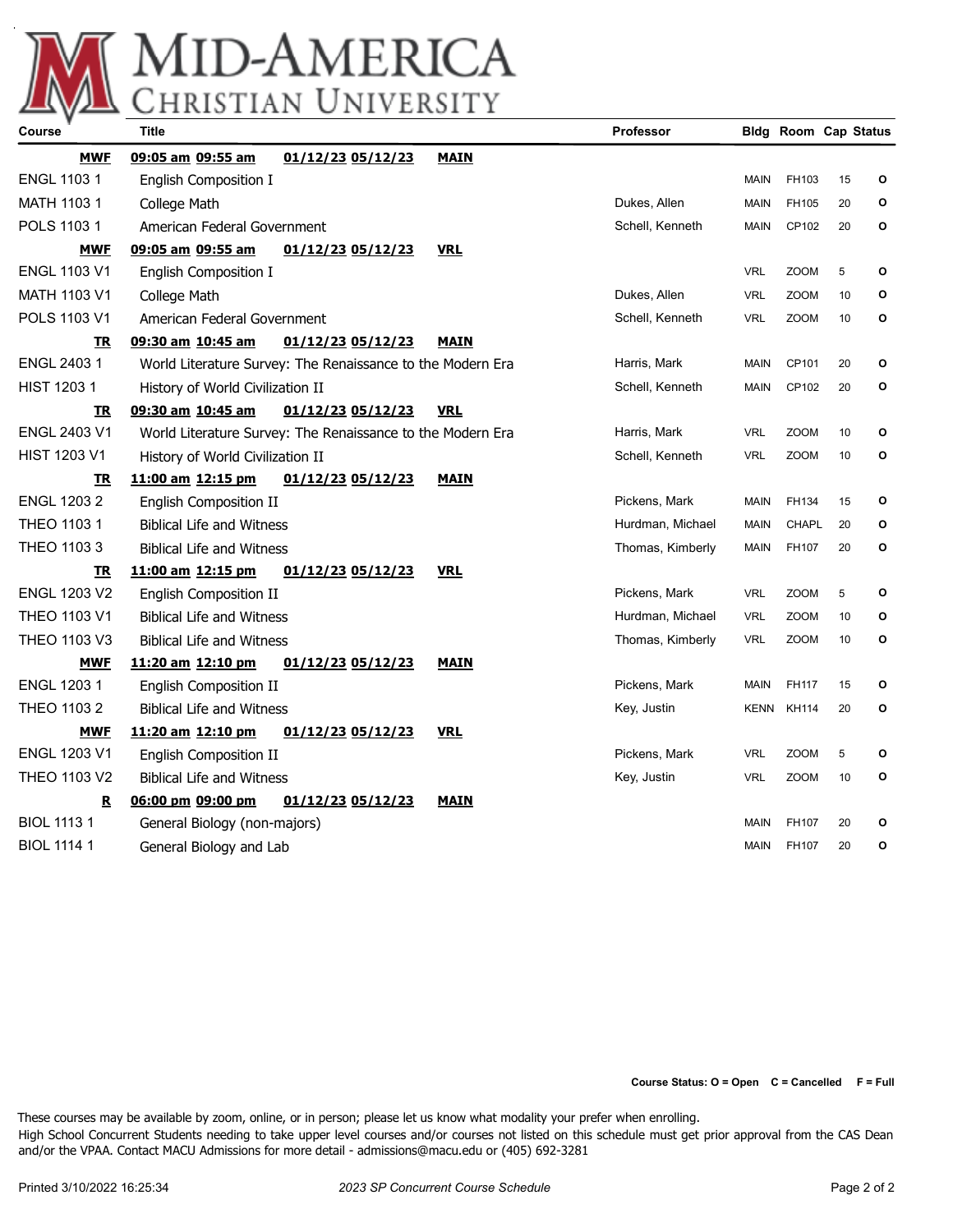# MID-AMERICA CHRISTIAN UNIVERSITY

| Course | Title | | | | Professor | Bldg | Room | Cap | Status |
|---|---|---|---|---|---|---|---|---|---|
| **MWF** | **09:05 am 09:55 am** | **01/12/23 05/12/23** | **MAIN** | | | | | | |
| ENGL 1103 1 | English Composition I | | | | | MAIN | FH103 | 15 | O |
| MATH 1103 1 | College Math | | | | Dukes, Allen | MAIN | FH105 | 20 | O |
| POLS 1103 1 | American Federal Government | | | | Schell, Kenneth | MAIN | CP102 | 20 | O |
| **MWF** | **09:05 am 09:55 am** | **01/12/23 05/12/23** | **VRL** | | | | | | |
| ENGL 1103 V1 | English Composition I | | | | | VRL | ZOOM | 5 | O |
| MATH 1103 V1 | College Math | | | | Dukes, Allen | VRL | ZOOM | 10 | O |
| POLS 1103 V1 | American Federal Government | | | | Schell, Kenneth | VRL | ZOOM | 10 | O |
| **TR** | **09:30 am 10:45 am** | **01/12/23 05/12/23** | **MAIN** | | | | | | |
| ENGL 2403 1 | World Literature Survey: The Renaissance to the Modern Era | | | | Harris, Mark | MAIN | CP101 | 20 | O |
| HIST 1203 1 | History of World Civilization II | | | | Schell, Kenneth | MAIN | CP102 | 20 | O |
| **TR** | **09:30 am 10:45 am** | **01/12/23 05/12/23** | **VRL** | | | | | | |
| ENGL 2403 V1 | World Literature Survey: The Renaissance to the Modern Era | | | | Harris, Mark | VRL | ZOOM | 10 | O |
| HIST 1203 V1 | History of World Civilization II | | | | Schell, Kenneth | VRL | ZOOM | 10 | O |
| **TR** | **11:00 am 12:15 pm** | **01/12/23 05/12/23** | **MAIN** | | | | | | |
| ENGL 1203 2 | English Composition II | | | | Pickens, Mark | MAIN | FH134 | 15 | O |
| THEO 1103 1 | Biblical Life and Witness | | | | Hurdman, Michael | MAIN | CHAPL | 20 | O |
| THEO 1103 3 | Biblical Life and Witness | | | | Thomas, Kimberly | MAIN | FH107 | 20 | O |
| **TR** | **11:00 am 12:15 pm** | **01/12/23 05/12/23** | **VRL** | | | | | | |
| ENGL 1203 V2 | English Composition II | | | | Pickens, Mark | VRL | ZOOM | 5 | O |
| THEO 1103 V1 | Biblical Life and Witness | | | | Hurdman, Michael | VRL | ZOOM | 10 | O |
| THEO 1103 V3 | Biblical Life and Witness | | | | Thomas, Kimberly | VRL | ZOOM | 10 | O |
| **MWF** | **11:20 am 12:10 pm** | **01/12/23 05/12/23** | **MAIN** | | | | | | |
| ENGL 1203 1 | English Composition II | | | | Pickens, Mark | MAIN | FH117 | 15 | O |
| THEO 1103 2 | Biblical Life and Witness | | | | Key, Justin | KENN | KH114 | 20 | O |
| **MWF** | **11:20 am 12:10 pm** | **01/12/23 05/12/23** | **VRL** | | | | | | |
| ENGL 1203 V1 | English Composition II | | | | Pickens, Mark | VRL | ZOOM | 5 | O |
| THEO 1103 V2 | Biblical Life and Witness | | | | Key, Justin | VRL | ZOOM | 10 | O |
| **R** | **06:00 pm 09:00 pm** | **01/12/23 05/12/23** | **MAIN** | | | | | | |
| BIOL 1113 1 | General Biology (non-majors) | | | | | MAIN | FH107 | 20 | O |
| BIOL 1114 1 | General Biology and Lab | | | | | MAIN | FH107 | 20 | O |

**Course Status: O = Open C = Cancelled F = Full**

These courses may be available by zoom, online, or in person; please let us know what modality your prefer when enrolling.
High School Concurrent Students needing to take upper level courses and/or courses not listed on this schedule must get prior approval from the CAS Dean and/or the VPAA. Contact MACU Admissions for more detail - admissions@macu.edu or (405) 692-3281

Printed 3/10/2022 16:25:34 *2023 SP Concurrent Course Schedule*